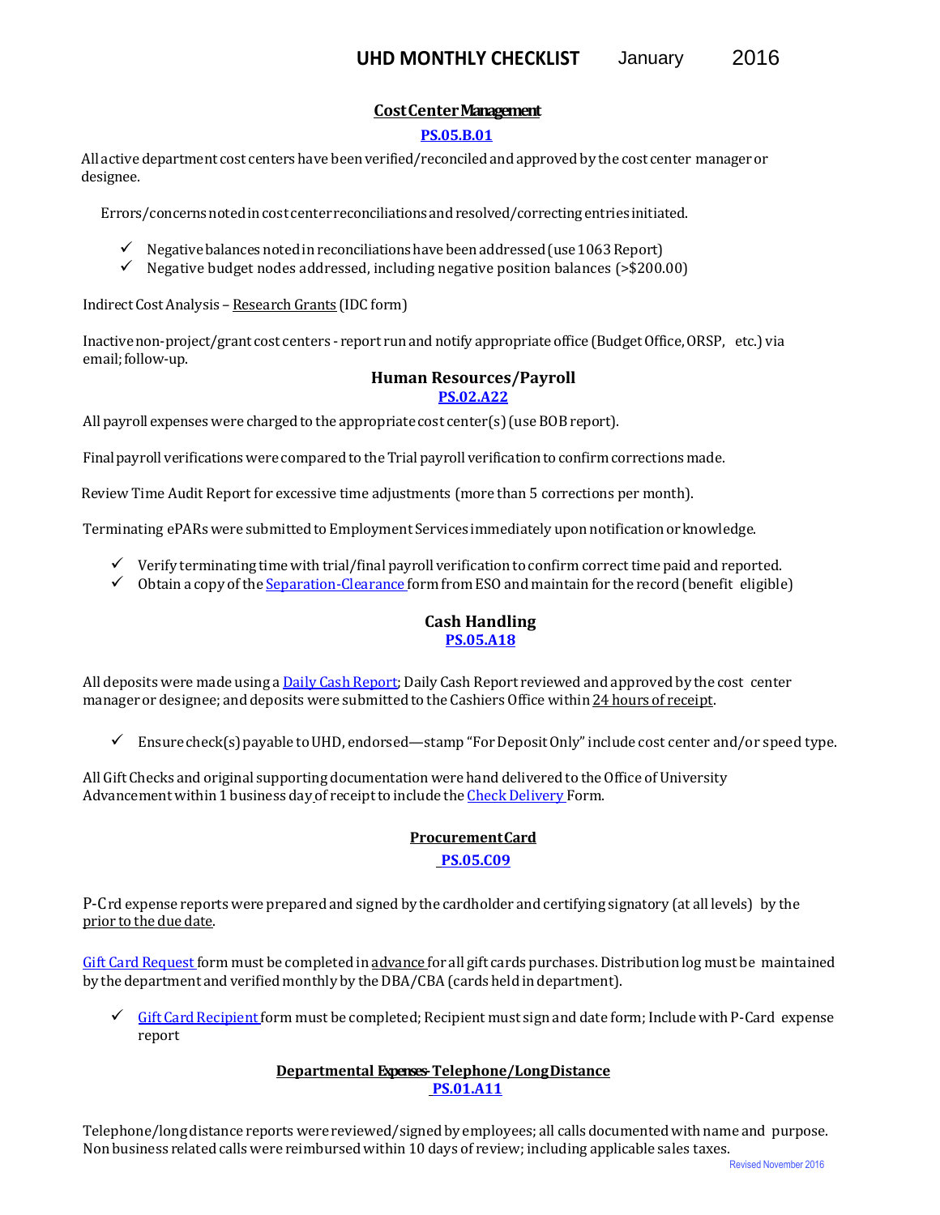# UHD MONTHLY CHECKLIST January 2016

## Cost Center Management

**PS.05.B.01**

All active department cost centers have been verified/reconciled and approved by the cost center manager or designee.

Errors/concerns noted in cost center reconciliations and resolved/correcting entries initiated.

- ✓ Negative balances noted in reconciliations have been addressed (use 1063 Report)
- ✓ Negative budget nodes addressed, including negative position balances (>$200.00)

Indirect Cost Analysis – Research Grants (IDC form)

Inactive non-project/grant cost centers - report run and notify appropriate office (Budget Office, ORSP, etc.) via email; follow-up.

## Human Resources/Payroll

**PS.02.A22**

All payroll expenses were charged to the appropriate cost center(s) (use BOB report).

Final payroll verifications were compared to the Trial payroll verification to confirm corrections made.

Review Time Audit Report for excessive time adjustments (more than 5 corrections per month).

Terminating ePARs were submitted to Employment Services immediately upon notification or knowledge.

- ✓ Verify terminating time with trial/final payroll verification to confirm correct time paid and reported.
- ✓ Obtain a copy of the Separation-Clearance form from ESO and maintain for the record (benefit eligible)

## Cash Handling

**PS.05.A18**

All deposits were made using a Daily Cash Report; Daily Cash Report reviewed and approved by the cost center manager or designee; and deposits were submitted to the Cashiers Office within 24 hours of receipt.

- ✓ Ensure check(s) payable to UHD, endorsed—stamp "For Deposit Only" include cost center and/or speed type.

All Gift Checks and original supporting documentation were hand delivered to the Office of University Advancement within 1 business day of receipt to include the Check Delivery Form.

## Procurement Card

**PS.05.C09**

P-Crd expense reports were prepared and signed by the cardholder and certifying signatory (at all levels) by the prior to the due date.

Gift Card Request form must be completed in advance for all gift cards purchases. Distribution log must be maintained by the department and verified monthly by the DBA/CBA (cards held in department).

- ✓ Gift Card Recipient form must be completed; Recipient must sign and date form; Include with P-Card expense report

## Departmental Expenses- Telephone/Long Distance

**PS.01.A11**

Telephone/long distance reports were reviewed/signed by employees; all calls documented with name and purpose. Non business related calls were reimbursed within 10 days of review; including applicable sales taxes.

Revised November 2016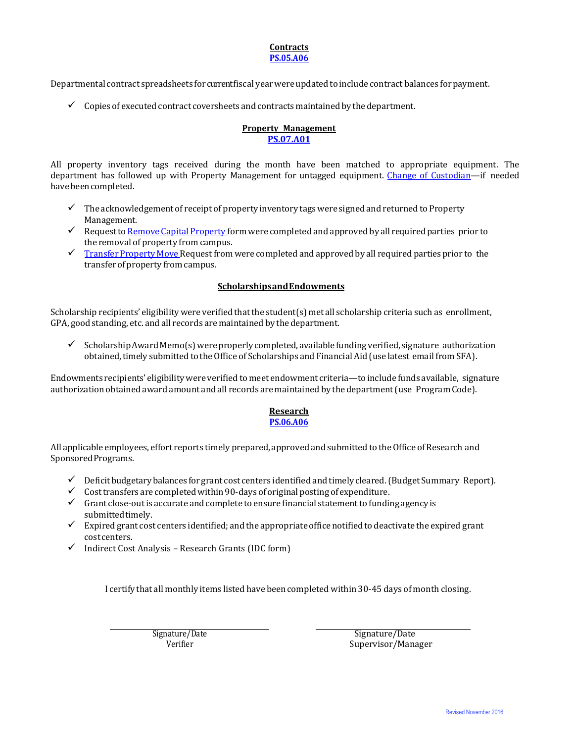**Contracts**
**PS.05.A06**

Departmental contract spreadsheets for current fiscal year were updated to include contract balances for payment.

- ✓ Copies of executed contract coversheets and contracts maintained by the department.

**Property Management**
**PS.07.A01**

All property inventory tags received during the month have been matched to appropriate equipment. The department has followed up with Property Management for untagged equipment. Change of Custodian—if needed have been completed.

- ✓ The acknowledgement of receipt of property inventory tags were signed and returned to Property Management.
- ✓ Request to Remove Capital Property form were completed and approved by all required parties prior to the removal of property from campus.
- ✓ Transfer Property Move Request from were completed and approved by all required parties prior to the transfer of property from campus.

**Scholarships and Endowments**

Scholarship recipients' eligibility were verified that the student(s) met all scholarship criteria such as enrollment, GPA, good standing, etc. and all records are maintained by the department.

- ✓ Scholarship Award Memo(s) were properly completed, available funding verified, signature authorization obtained, timely submitted to the Office of Scholarships and Financial Aid (use latest email from SFA).

Endowments recipients' eligibility were verified to meet endowment criteria—to include funds available, signature authorization obtained award amount and all records are maintained by the department (use Program Code).

**Research**
**PS.06.A06**

All applicable employees, effort reports timely prepared, approved and submitted to the Office of Research and Sponsored Programs.

- ✓ Deficit budgetary balances for grant cost centers identified and timely cleared. (Budget Summary Report).
- ✓ Cost transfers are completed within 90-days of original posting of expenditure.
- ✓ Grant close-out is accurate and complete to ensure financial statement to funding agency is submitted timely.
- ✓ Expired grant cost centers identified; and the appropriate office notified to deactivate the expired grant cost centers.
- ✓ Indirect Cost Analysis – Research Grants (IDC form)

I certify that all monthly items listed have been completed within 30-45 days of month closing.

| | |
|---|---|
| Signature/Date | Signature/Date |
| Verifier | Supervisor/Manager |

Revised November 2016